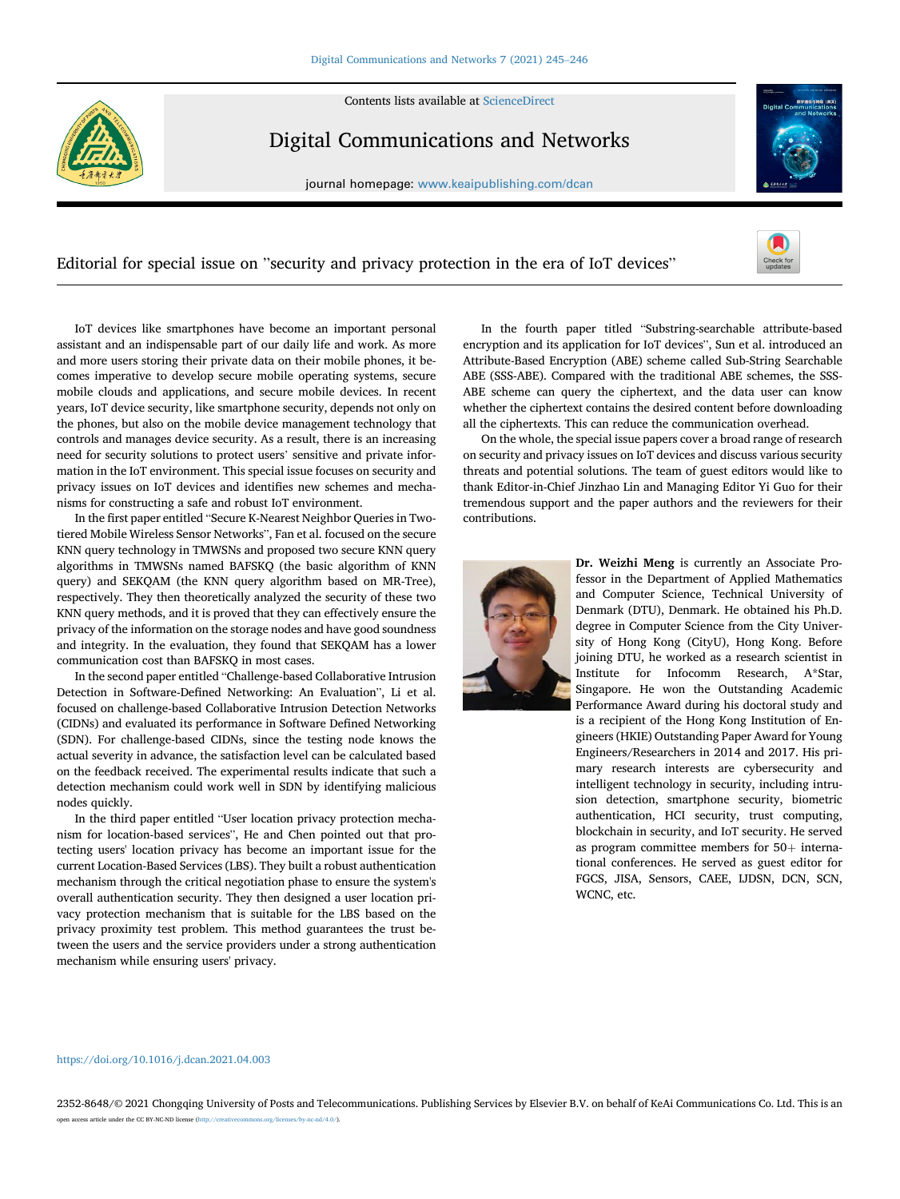# Editorial for special issue on "security and privacy protection in the era of IoT devices"

IoT devices like smartphones have become an important personal assistant and an indispensable part of our daily life and work. As more and more users storing their private data on their mobile phones, it becomes imperative to develop secure mobile operating systems, secure mobile clouds and applications, and secure mobile devices. In recent years, IoT device security, like smartphone security, depends not only on the phones, but also on the mobile device management technology that controls and manages device security. As a result, there is an increasing need for security solutions to protect users' sensitive and private information in the IoT environment. This special issue focuses on security and privacy issues on IoT devices and identifies new schemes and mechanisms for constructing a safe and robust IoT environment.

In the first paper entitled "Secure K-Nearest Neighbor Queries in Two-tiered Mobile Wireless Sensor Networks", Fan et al. focused on the secure KNN query technology in TMWSNs and proposed two secure KNN query algorithms in TMWSNs named BAFSKQ (the basic algorithm of KNN query) and SEKQAM (the KNN query algorithm based on MR-Tree), respectively. They then theoretically analyzed the security of these two KNN query methods, and it is proved that they can effectively ensure the privacy of the information on the storage nodes and have good soundness and integrity. In the evaluation, they found that SEKQAM has a lower communication cost than BAFSKQ in most cases.

In the second paper entitled "Challenge-based Collaborative Intrusion Detection in Software-Defined Networking: An Evaluation", Li et al. focused on challenge-based Collaborative Intrusion Detection Networks (CIDNs) and evaluated its performance in Software Defined Networking (SDN). For challenge-based CIDNs, since the testing node knows the actual severity in advance, the satisfaction level can be calculated based on the feedback received. The experimental results indicate that such a detection mechanism could work well in SDN by identifying malicious nodes quickly.

In the third paper entitled "User location privacy protection mechanism for location-based services", He and Chen pointed out that protecting users' location privacy has become an important issue for the current Location-Based Services (LBS). They built a robust authentication mechanism through the critical negotiation phase to ensure the system's overall authentication security. They then designed a user location privacy protection mechanism that is suitable for the LBS based on the privacy proximity test problem. This method guarantees the trust between the users and the service providers under a strong authentication mechanism while ensuring users' privacy.

In the fourth paper titled "Substring-searchable attribute-based encryption and its application for IoT devices", Sun et al. introduced an Attribute-Based Encryption (ABE) scheme called Sub-String Searchable ABE (SSS-ABE). Compared with the traditional ABE schemes, the SSS-ABE scheme can query the ciphertext, and the data user can know whether the ciphertext contains the desired content before downloading all the ciphertexts. This can reduce the communication overhead.

On the whole, the special issue papers cover a broad range of research on security and privacy issues on IoT devices and discuss various security threats and potential solutions. The team of guest editors would like to thank Editor-in-Chief Jinzhao Lin and Managing Editor Yi Guo for their tremendous support and the paper authors and the reviewers for their contributions.

**Dr. Weizhi Meng** is currently an Associate Professor in the Department of Applied Mathematics and Computer Science, Technical University of Denmark (DTU), Denmark. He obtained his Ph.D. degree in Computer Science from the City University of Hong Kong (CityU), Hong Kong. Before joining DTU, he worked as a research scientist in Institute for Infocomm Research, A*Star, Singapore. He won the Outstanding Academic Performance Award during his doctoral study and is a recipient of the Hong Kong Institution of Engineers (HKIE) Outstanding Paper Award for Young Engineers/Researchers in 2014 and 2017. His primary research interests are cybersecurity and intelligent technology in security, including intrusion detection, smartphone security, biometric authentication, HCI security, trust computing, blockchain in security, and IoT security. He served as program committee members for 50+ international conferences. He served as guest editor for FGCS, JISA, Sensors, CAEE, IJDSN, DCN, SCN, WCNC, etc.

https://doi.org/10.1016/j.dcan.2021.04.003

2352-8648/© 2021 Chongqing University of Posts and Telecommunications. Publishing Services by Elsevier B.V. on behalf of KeAi Communications Co. Ltd. This is an open access article under the CC BY-NC-ND license (http://creativecommons.org/licenses/by-nc-nd/4.0/).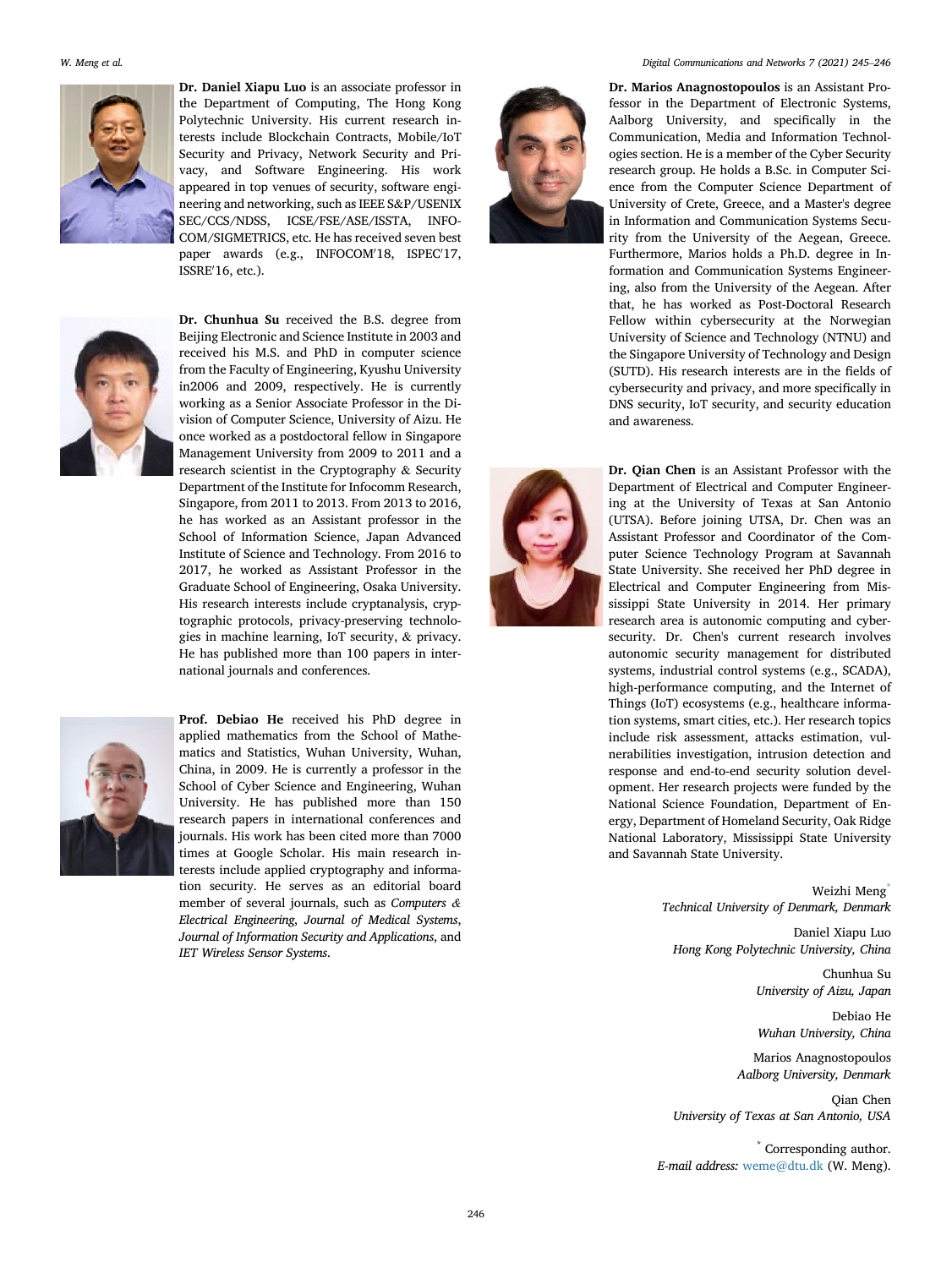**Dr. Daniel Xiapu Luo** is an associate professor in the Department of Computing, The Hong Kong Polytechnic University. His current research interests include Blockchain Contracts, Mobile/IoT Security and Privacy, Network Security and Privacy, and Software Engineering. His work appeared in top venues of security, software engineering and networking, such as IEEE S&P/USENIX SEC/CCS/NDSS, ICSE/FSE/ASE/ISSTA, INFOCOM/SIGMETRICS, etc. He has received seven best paper awards (e.g., INFOCOM'18, ISPEC'17, ISSRE'16, etc.).

**Dr. Chunhua Su** received the B.S. degree from Beijing Electronic and Science Institute in 2003 and received his M.S. and PhD in computer science from the Faculty of Engineering, Kyushu University in2006 and 2009, respectively. He is currently working as a Senior Associate Professor in the Division of Computer Science, University of Aizu. He once worked as a postdoctoral fellow in Singapore Management University from 2009 to 2011 and a research scientist in the Cryptography & Security Department of the Institute for Infocomm Research, Singapore, from 2011 to 2013. From 2013 to 2016, he has worked as an Assistant professor in the School of Information Science, Japan Advanced Institute of Science and Technology. From 2016 to 2017, he worked as Assistant Professor in the Graduate School of Engineering, Osaka University. His research interests include cryptanalysis, cryptographic protocols, privacy-preserving technologies in machine learning, IoT security, & privacy. He has published more than 100 papers in international journals and conferences.

**Prof. Debiao He** received his PhD degree in applied mathematics from the School of Mathematics and Statistics, Wuhan University, Wuhan, China, in 2009. He is currently a professor in the School of Cyber Science and Engineering, Wuhan University. He has published more than 150 research papers in international conferences and journals. His work has been cited more than 7000 times at Google Scholar. His main research interests include applied cryptography and information security. He serves as an editorial board member of several journals, such as *Computers & Electrical Engineering*, *Journal of Medical Systems*, *Journal of Information Security and Applications*, and *IET Wireless Sensor Systems*.

**Dr. Marios Anagnostopoulos** is an Assistant Professor in the Department of Electronic Systems, Aalborg University, and specifically in the Communication, Media and Information Technologies section. He is a member of the Cyber Security research group. He holds a B.Sc. in Computer Science from the Computer Science Department of University of Crete, Greece, and a Master's degree in Information and Communication Systems Security from the University of the Aegean, Greece. Furthermore, Marios holds a Ph.D. degree in Information and Communication Systems Engineering, also from the University of the Aegean. After that, he has worked as Post-Doctoral Research Fellow within cybersecurity at the Norwegian University of Science and Technology (NTNU) and the Singapore University of Technology and Design (SUTD). His research interests are in the fields of cybersecurity and privacy, and more specifically in DNS security, IoT security, and security education and awareness.

**Dr. Qian Chen** is an Assistant Professor with the Department of Electrical and Computer Engineering at the University of Texas at San Antonio (UTSA). Before joining UTSA, Dr. Chen was an Assistant Professor and Coordinator of the Computer Science Technology Program at Savannah State University. She received her PhD degree in Electrical and Computer Engineering from Mississippi State University in 2014. Her primary research area is autonomic computing and cybersecurity. Dr. Chen's current research involves autonomic security management for distributed systems, industrial control systems (e.g., SCADA), high-performance computing, and the Internet of Things (IoT) ecosystems (e.g., healthcare information systems, smart cities, etc.). Her research topics include risk assessment, attacks estimation, vulnerabilities investigation, intrusion detection and response and end-to-end security solution development. Her research projects were funded by the National Science Foundation, Department of Energy, Department of Homeland Security, Oak Ridge National Laboratory, Mississippi State University and Savannah State University.

Weizhi Meng*
*Technical University of Denmark, Denmark*

Daniel Xiapu Luo
*Hong Kong Polytechnic University, China*

Chunhua Su
*University of Aizu, Japan*

Debiao He
*Wuhan University, China*

Marios Anagnostopoulos
*Aalborg University, Denmark*

Qian Chen
*University of Texas at San Antonio, USA*

* Corresponding author.
*E-mail address:* weme@dtu.dk (W. Meng).